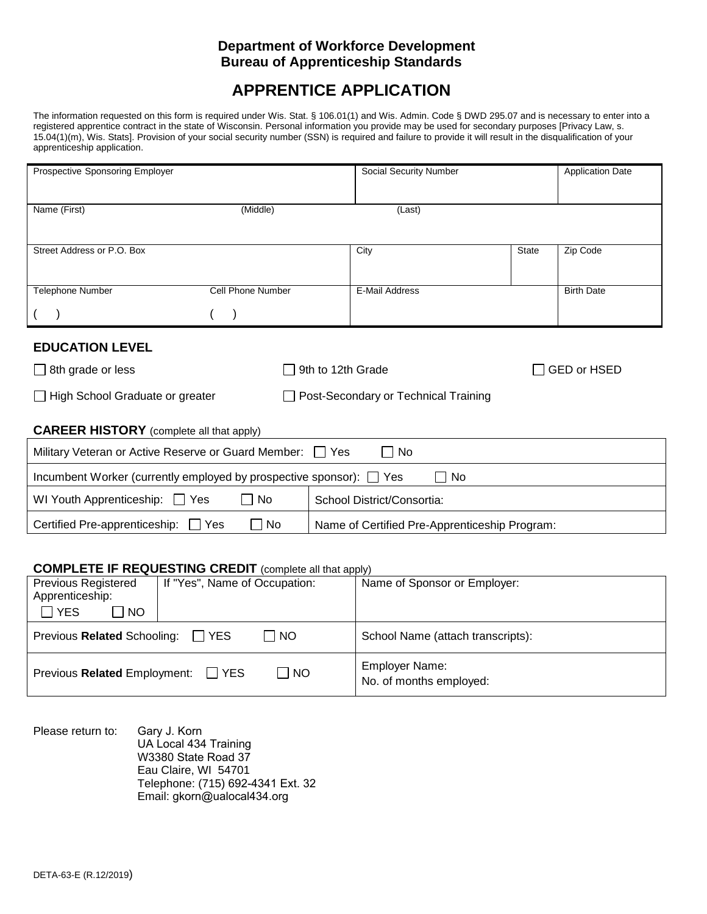**Department of Workforce Development**
**Bureau of Apprenticeship Standards**

# APPRENTICE APPLICATION

The information requested on this form is required under Wis. Stat. § 106.01(1) and Wis. Admin. Code § DWD 295.07 and is necessary to enter into a registered apprentice contract in the state of Wisconsin. Personal information you provide may be used for secondary purposes [Privacy Law, s. 15.04(1)(m), Wis. Stats]. Provision of your social security number (SSN) is required and failure to provide it will result in the disqualification of your apprenticeship application.

| Prospective Sponsoring Employer | | Social Security Number | | Application Date |
|---|---|---|---|---|
| Name (First) | (Middle) | (Last) | | |
| Street Address or P.O. Box | | City | State | Zip Code |
| Telephone Number ( ) | Cell Phone Number ( ) | E-Mail Address | | Birth Date |

## EDUCATION LEVEL

☐ 8th grade or less ☐ 9th to 12th Grade ☐ GED or HSED

☐ High School Graduate or greater ☐ Post-Secondary or Technical Training

## CAREER HISTORY (complete all that apply)

| | |
|---|---|
| Military Veteran or Active Reserve or Guard Member: ☐ Yes ☐ No | |
| Incumbent Worker (currently employed by prospective sponsor): ☐ Yes ☐ No | |
| WI Youth Apprenticeship: ☐ Yes ☐ No | School District/Consortia: |
| Certified Pre-apprenticeship: ☐ Yes ☐ No | Name of Certified Pre-Apprenticeship Program: |

## COMPLETE IF REQUESTING CREDIT (complete all that apply)

| | | |
|---|---|---|
| Previous Registered Apprenticeship: ☐ YES ☐ NO | If "Yes", Name of Occupation: | Name of Sponsor or Employer: |
| Previous **Related** Schooling: ☐ YES ☐ NO | | School Name (attach transcripts): |
| Previous **Related** Employment: ☐ YES ☐ NO | | Employer Name:<br>No. of months employed: |

Please return to: Gary J. Korn
UA Local 434 Training
W3380 State Road 37
Eau Claire, WI 54701
Telephone: (715) 692-4341 Ext. 32
Email: gkorn@ualocal434.org

DETA-63-E (R.12/2019)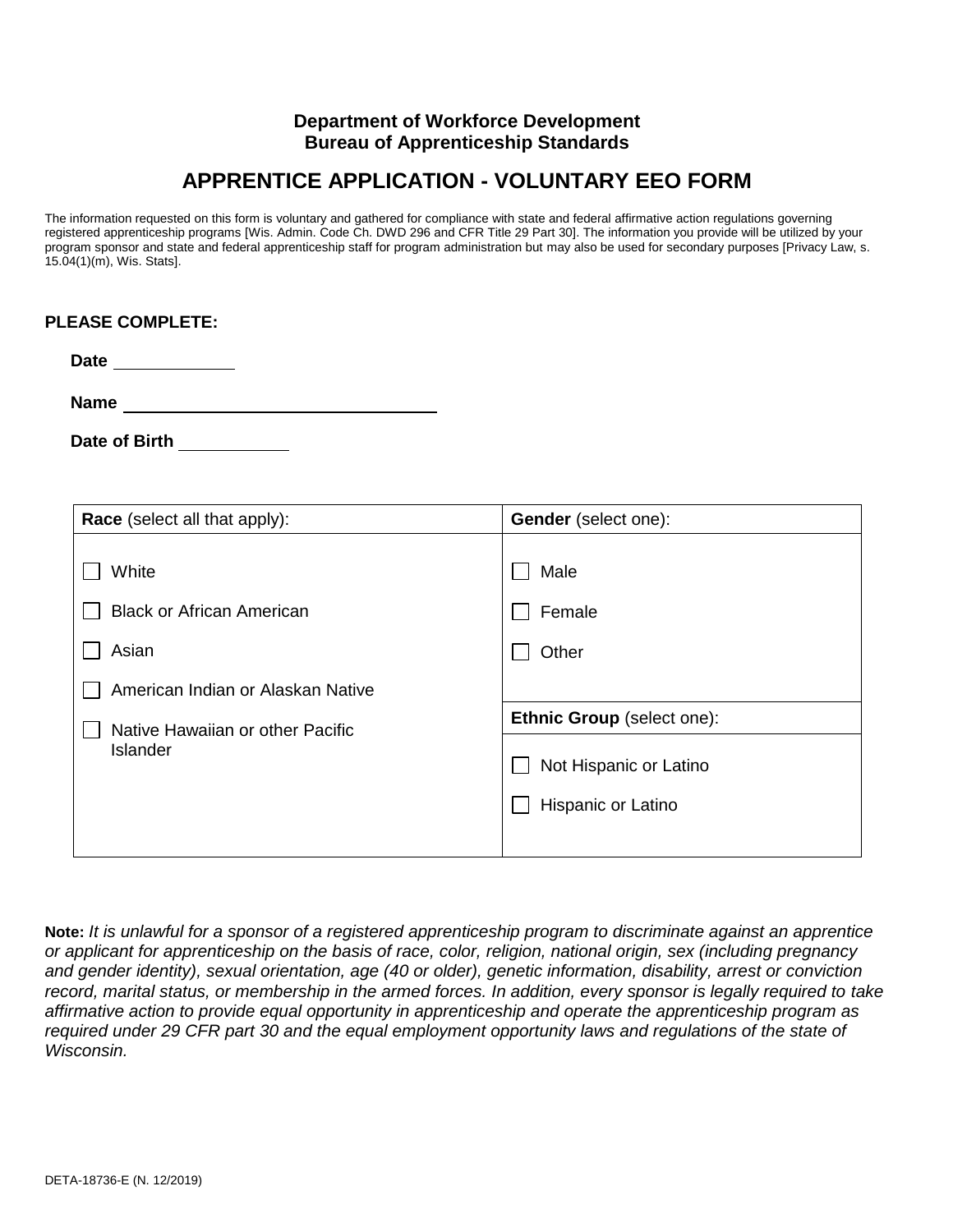**Department of Workforce Development**
**Bureau of Apprenticeship Standards**

# APPRENTICE APPLICATION - VOLUNTARY EEO FORM

The information requested on this form is voluntary and gathered for compliance with state and federal affirmative action regulations governing registered apprenticeship programs [Wis. Admin. Code Ch. DWD 296 and CFR Title 29 Part 30]. The information you provide will be utilized by your program sponsor and state and federal apprenticeship staff for program administration but may also be used for secondary purposes [Privacy Law, s. 15.04(1)(m), Wis. Stats].

**PLEASE COMPLETE:**

**Date** \_\_\_\_\_\_\_\_\_\_\_\_

**Name** \_\_\_\_\_\_\_\_\_\_\_\_\_\_\_\_\_\_\_\_\_\_\_\_\_\_\_\_\_\_

**Date of Birth** \_\_\_\_\_\_\_\_\_\_\_

| **Race** (select all that apply): | **Gender** (select one): |
|---|---|
| ☐ White | ☐ Male |
| ☐ Black or African American | ☐ Female |
| ☐ Asian | ☐ Other |
| ☐ American Indian or Alaskan Native | |
| ☐ Native Hawaiian or other Pacific Islander | **Ethnic Group** (select one): |
| | ☐ Not Hispanic or Latino |
| | ☐ Hispanic or Latino |

**Note:** *It is unlawful for a sponsor of a registered apprenticeship program to discriminate against an apprentice or applicant for apprenticeship on the basis of race, color, religion, national origin, sex (including pregnancy and gender identity), sexual orientation, age (40 or older), genetic information, disability, arrest or conviction record, marital status, or membership in the armed forces. In addition, every sponsor is legally required to take affirmative action to provide equal opportunity in apprenticeship and operate the apprenticeship program as required under 29 CFR part 30 and the equal employment opportunity laws and regulations of the state of Wisconsin.*

DETA-18736-E (N. 12/2019)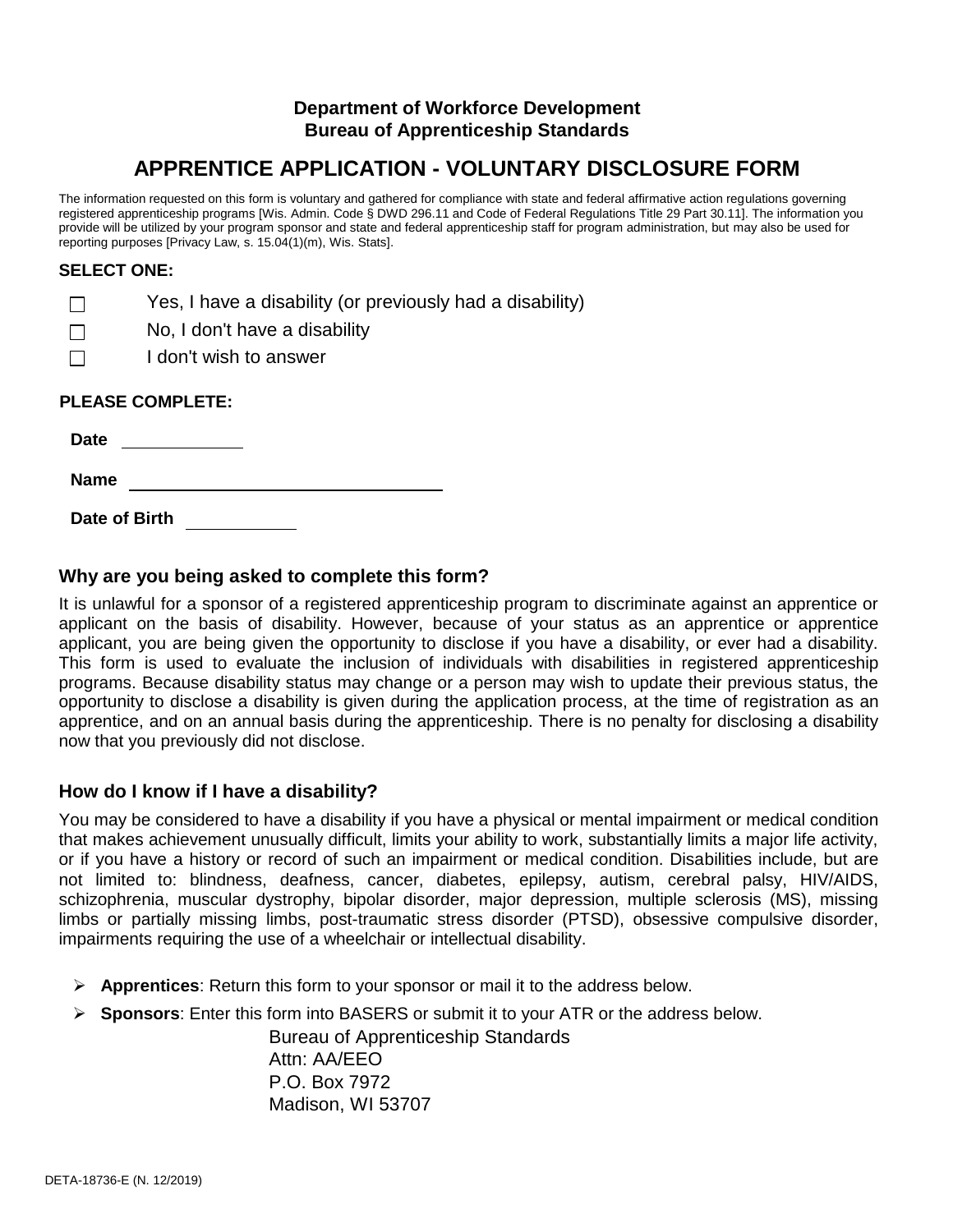**Department of Workforce Development**
**Bureau of Apprenticeship Standards**

# APPRENTICE APPLICATION - VOLUNTARY DISCLOSURE FORM

The information requested on this form is voluntary and gathered for compliance with state and federal affirmative action regulations governing registered apprenticeship programs [Wis. Admin. Code § DWD 296.11 and Code of Federal Regulations Title 29 Part 30.11]. The information you provide will be utilized by your program sponsor and state and federal apprenticeship staff for program administration, but may also be used for reporting purposes [Privacy Law, s. 15.04(1)(m), Wis. Stats].

**SELECT ONE:**

☐ Yes, I have a disability (or previously had a disability)

☐ No, I don't have a disability

☐ I don't wish to answer

**PLEASE COMPLETE:**

**Date** ____________

**Name** ________________________________

**Date of Birth** ___________

## Why are you being asked to complete this form?

It is unlawful for a sponsor of a registered apprenticeship program to discriminate against an apprentice or applicant on the basis of disability. However, because of your status as an apprentice or apprentice applicant, you are being given the opportunity to disclose if you have a disability, or ever had a disability. This form is used to evaluate the inclusion of individuals with disabilities in registered apprenticeship programs. Because disability status may change or a person may wish to update their previous status, the opportunity to disclose a disability is given during the application process, at the time of registration as an apprentice, and on an annual basis during the apprenticeship. There is no penalty for disclosing a disability now that you previously did not disclose.

## How do I know if I have a disability?

You may be considered to have a disability if you have a physical or mental impairment or medical condition that makes achievement unusually difficult, limits your ability to work, substantially limits a major life activity, or if you have a history or record of such an impairment or medical condition. Disabilities include, but are not limited to: blindness, deafness, cancer, diabetes, epilepsy, autism, cerebral palsy, HIV/AIDS, schizophrenia, muscular dystrophy, bipolar disorder, major depression, multiple sclerosis (MS), missing limbs or partially missing limbs, post-traumatic stress disorder (PTSD), obsessive compulsive disorder, impairments requiring the use of a wheelchair or intellectual disability.

- **Apprentices**: Return this form to your sponsor or mail it to the address below.
- **Sponsors**: Enter this form into BASERS or submit it to your ATR or the address below.

Bureau of Apprenticeship Standards
Attn: AA/EEO
P.O. Box 7972
Madison, WI 53707

DETA-18736-E (N. 12/2019)